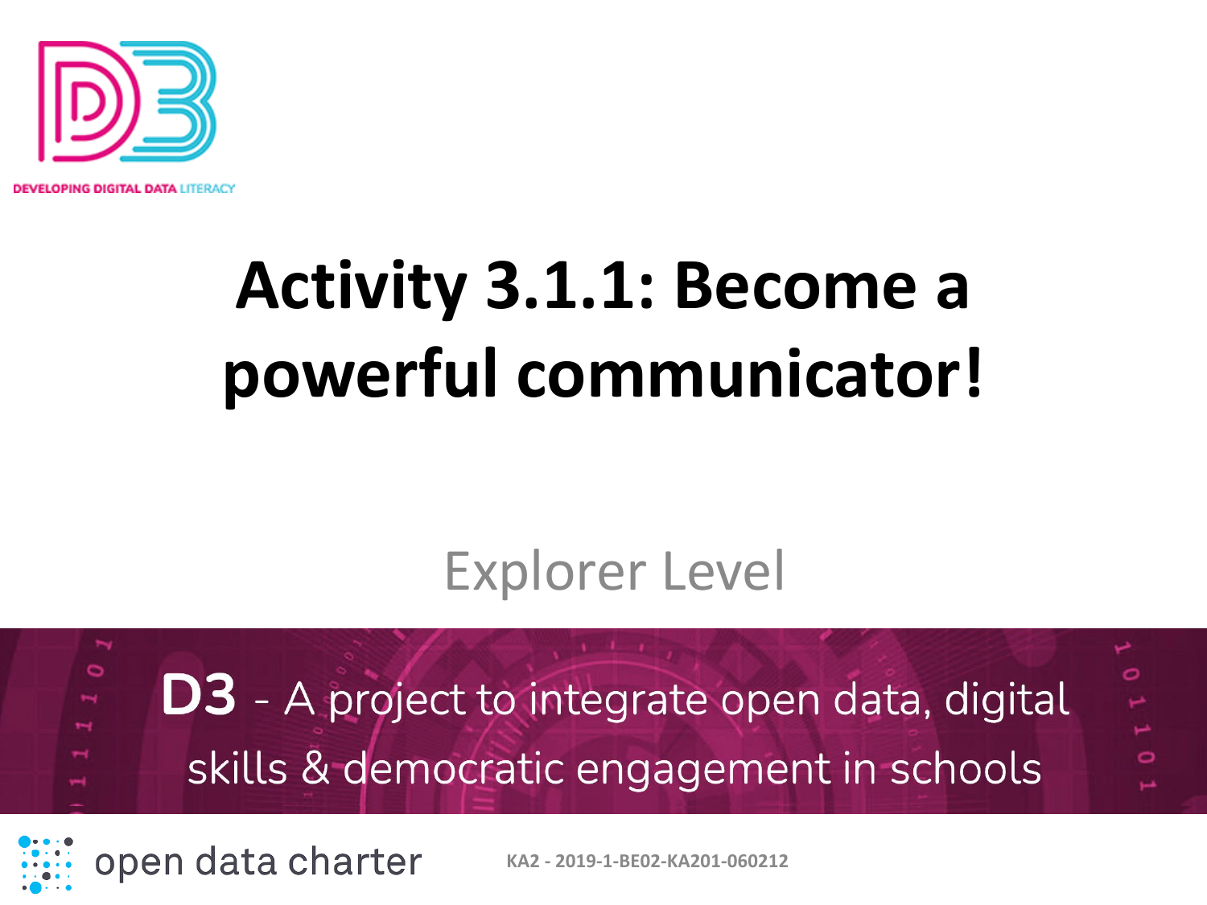DEVELOPING DIGITAL DATA LITERACY

# Activity 3.1.1: Become a powerful communicator!

Explorer Level

**D3** - A project to integrate open data, digital skills & democratic engagement in schools

open data charter

KA2 - 2019-1-BE02-KA201-060212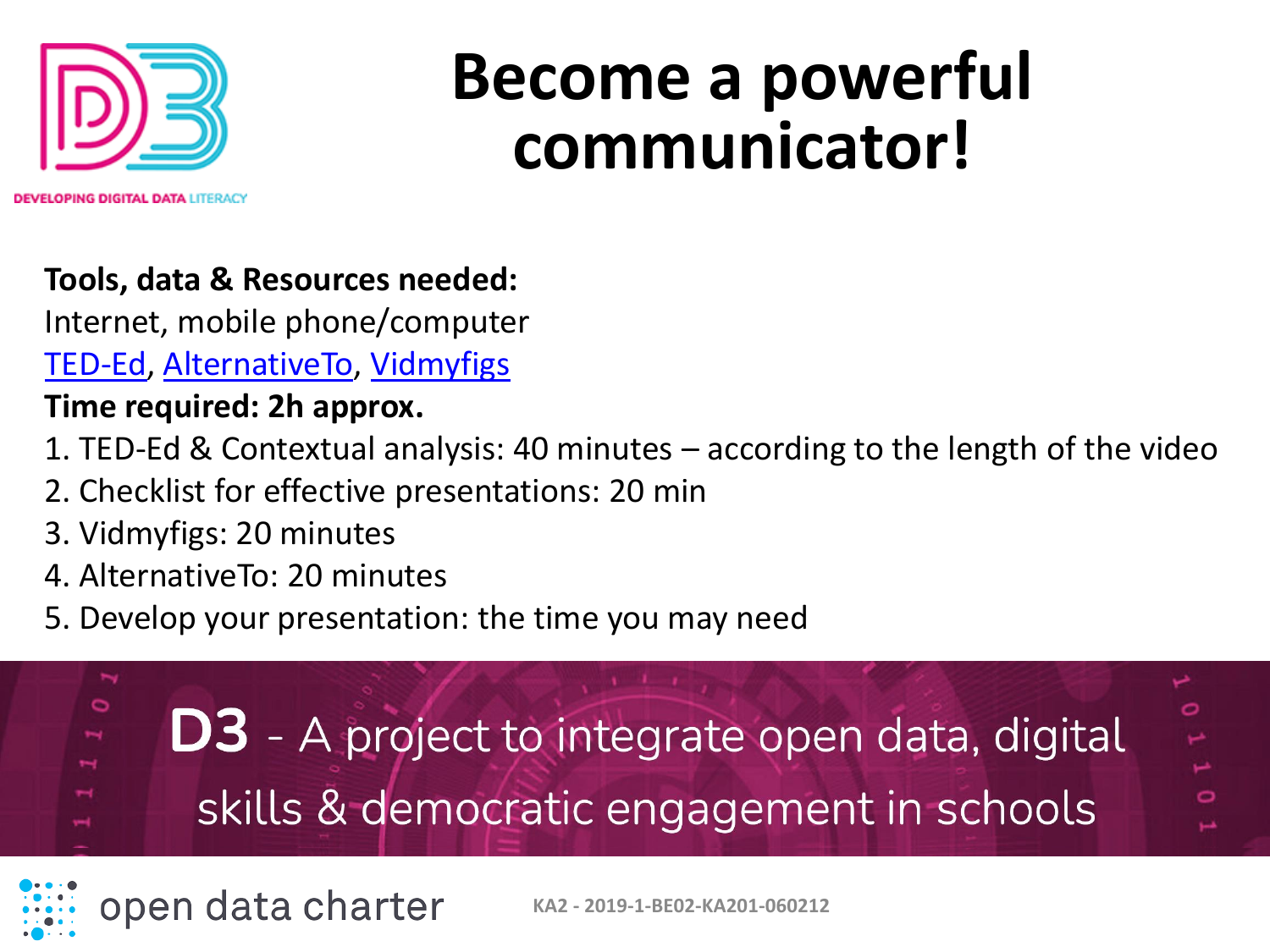DEVELOPING DIGITAL DATA LITERACY

# Become a powerful communicator!

**Tools, data & Resources needed:**

Internet, mobile phone/computer

TED-Ed, AlternativeTo, Vidmyfigs

**Time required: 2h approx.**

1. TED-Ed & Contextual analysis: 40 minutes – according to the length of the video
2. Checklist for effective presentations: 20 min
3. Vidmyfigs: 20 minutes
4. AlternativeTo: 20 minutes
5. Develop your presentation: the time you may need

**D3** - A project to integrate open data, digital skills & democratic engagement in schools

open data charter

KA2 - 2019-1-BE02-KA201-060212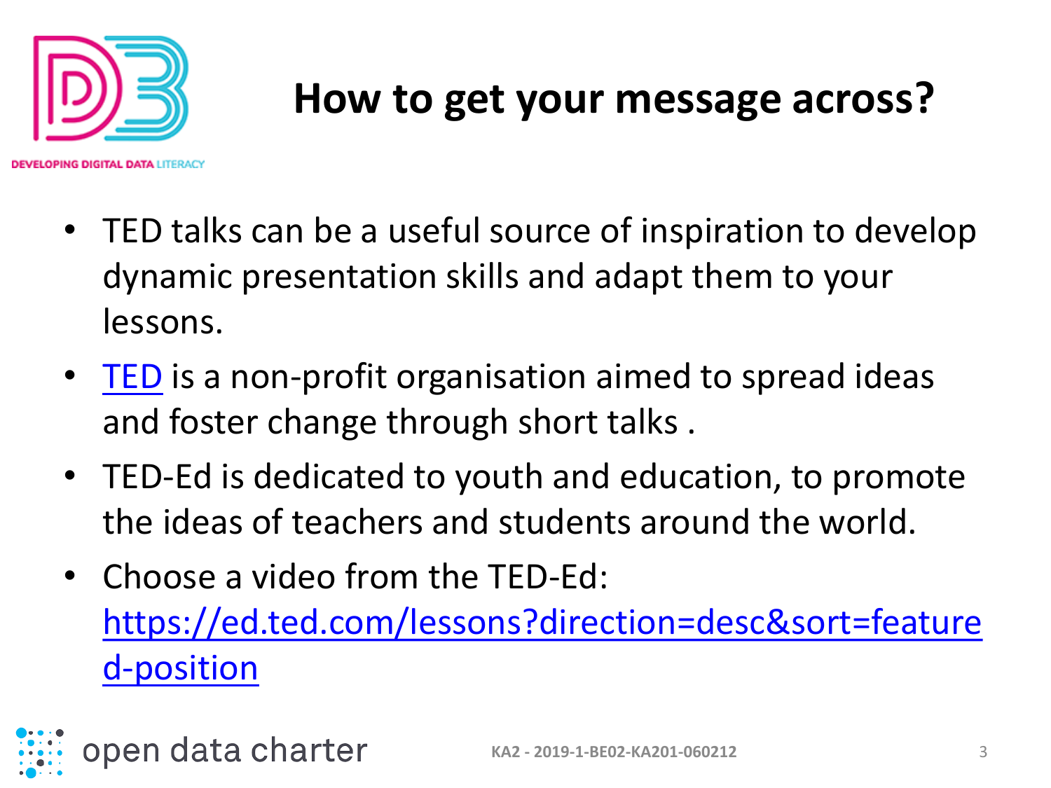# How to get your message across?

- TED talks can be a useful source of inspiration to develop dynamic presentation skills and adapt them to your lessons.
- TED is a non-profit organisation aimed to spread ideas and foster change through short talks .
- TED-Ed is dedicated to youth and education, to promote the ideas of teachers and students around the world.
- Choose a video from the TED-Ed: https://ed.ted.com/lessons?direction=desc&sort=featured-position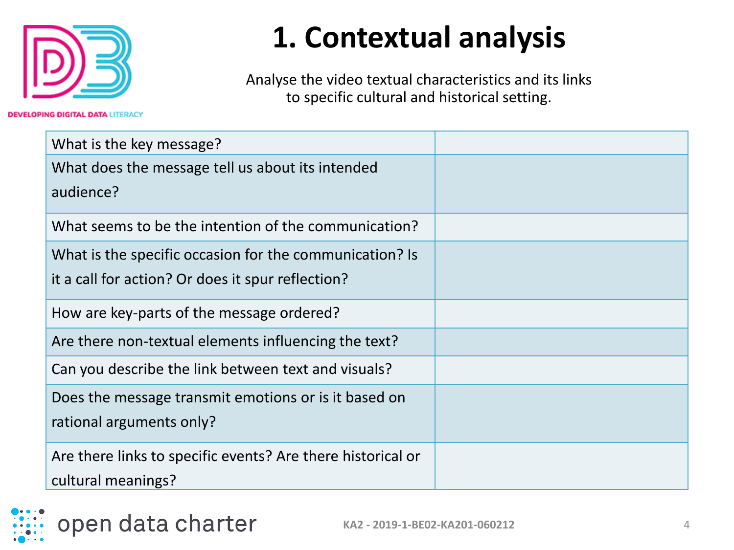# 1. Contextual analysis

Analyse the video textual characteristics and its links to specific cultural and historical setting.

| What is the key message? | |
| --- | --- |
| What does the message tell us about its intended audience? | |
| What seems to be the intention of the communication? | |
| What is the specific occasion for the communication? Is it a call for action? Or does it spur reflection? | |
| How are key-parts of the message ordered? | |
| Are there non-textual elements influencing the text? | |
| Can you describe the link between text and visuals? | |
| Does the message transmit emotions or is it based on rational arguments only? | |
| Are there links to specific events? Are there historical or cultural meanings? | |

KA2 - 2019-1-BE02-KA201-060212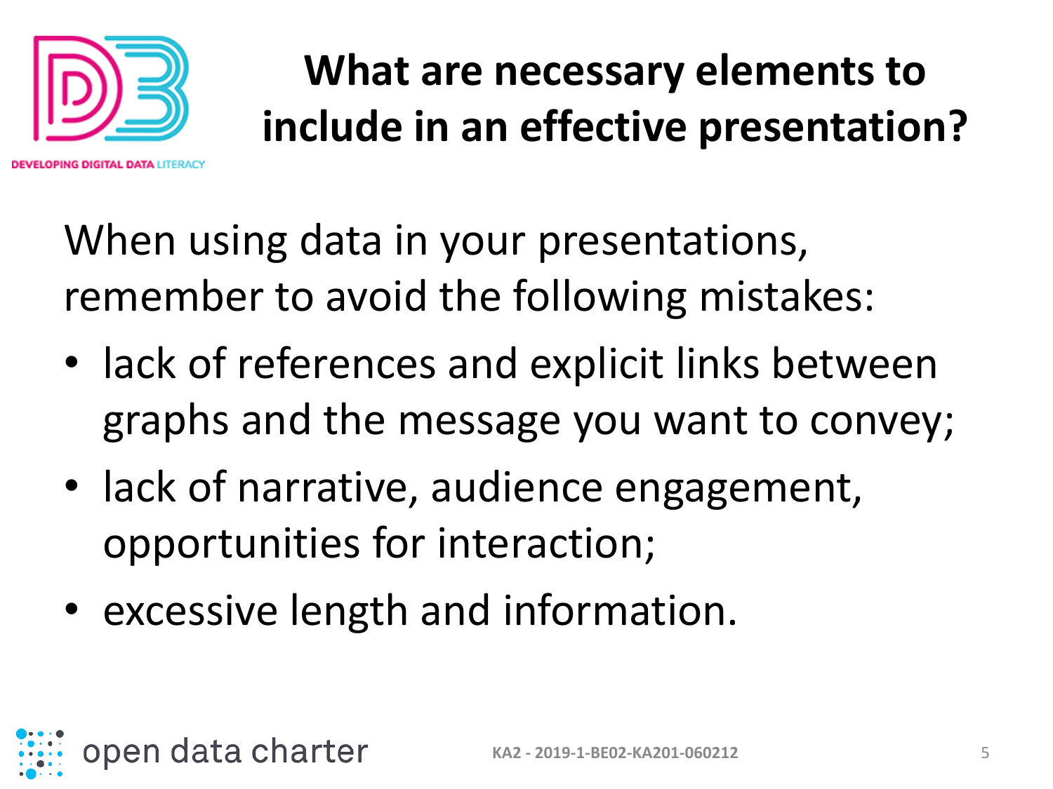# What are necessary elements to include in an effective presentation?

When using data in your presentations, remember to avoid the following mistakes:

- lack of references and explicit links between graphs and the message you want to convey;
- lack of narrative, audience engagement, opportunities for interaction;
- excessive length and information.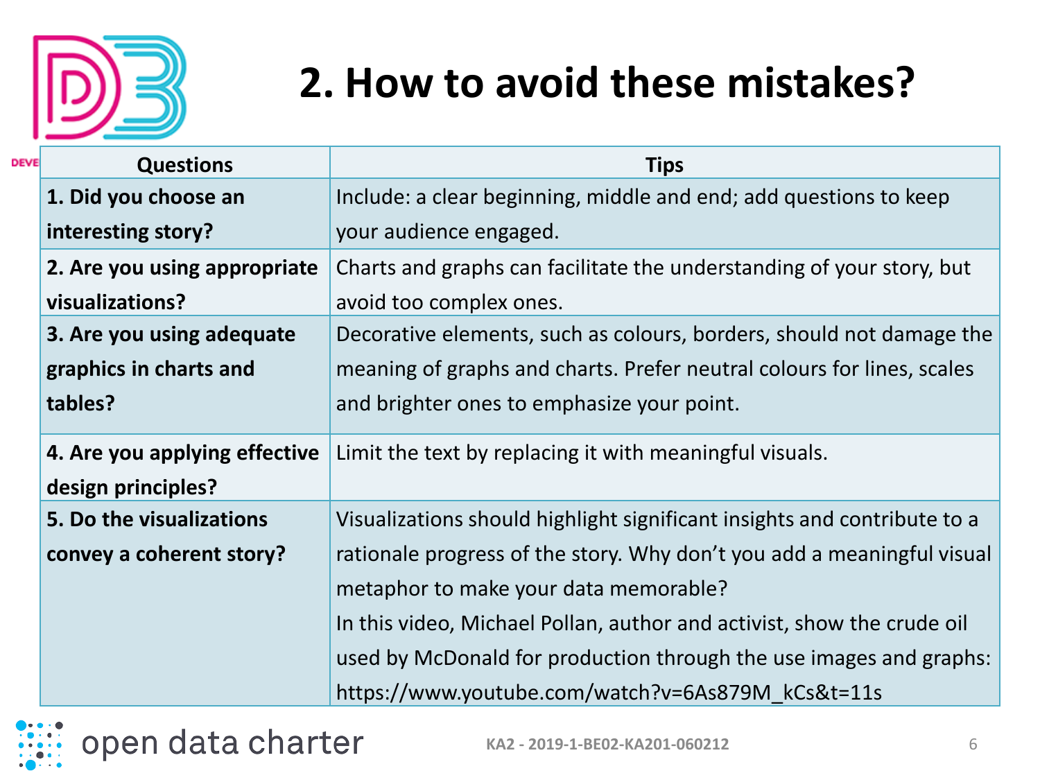# 2. How to avoid these mistakes?

| Questions | Tips |
|---|---|
| **1. Did you choose an interesting story?** | Include: a clear beginning, middle and end; add questions to keep your audience engaged. |
| **2. Are you using appropriate visualizations?** | Charts and graphs can facilitate the understanding of your story, but avoid too complex ones. |
| **3. Are you using adequate graphics in charts and tables?** | Decorative elements, such as colours, borders, should not damage the meaning of graphs and charts. Prefer neutral colours for lines, scales and brighter ones to emphasize your point. |
| **4. Are you applying effective design principles?** | Limit the text by replacing it with meaningful visuals. |
| **5. Do the visualizations convey a coherent story?** | Visualizations should highlight significant insights and contribute to a rationale progress of the story. Why don't you add a meaningful visual metaphor to make your data memorable? In this video, Michael Pollan, author and activist, show the crude oil used by McDonald for production through the use images and graphs: https://www.youtube.com/watch?v=6As879M_kCs&t=11s |

open data charter

KA2 - 2019-1-BE02-KA201-060212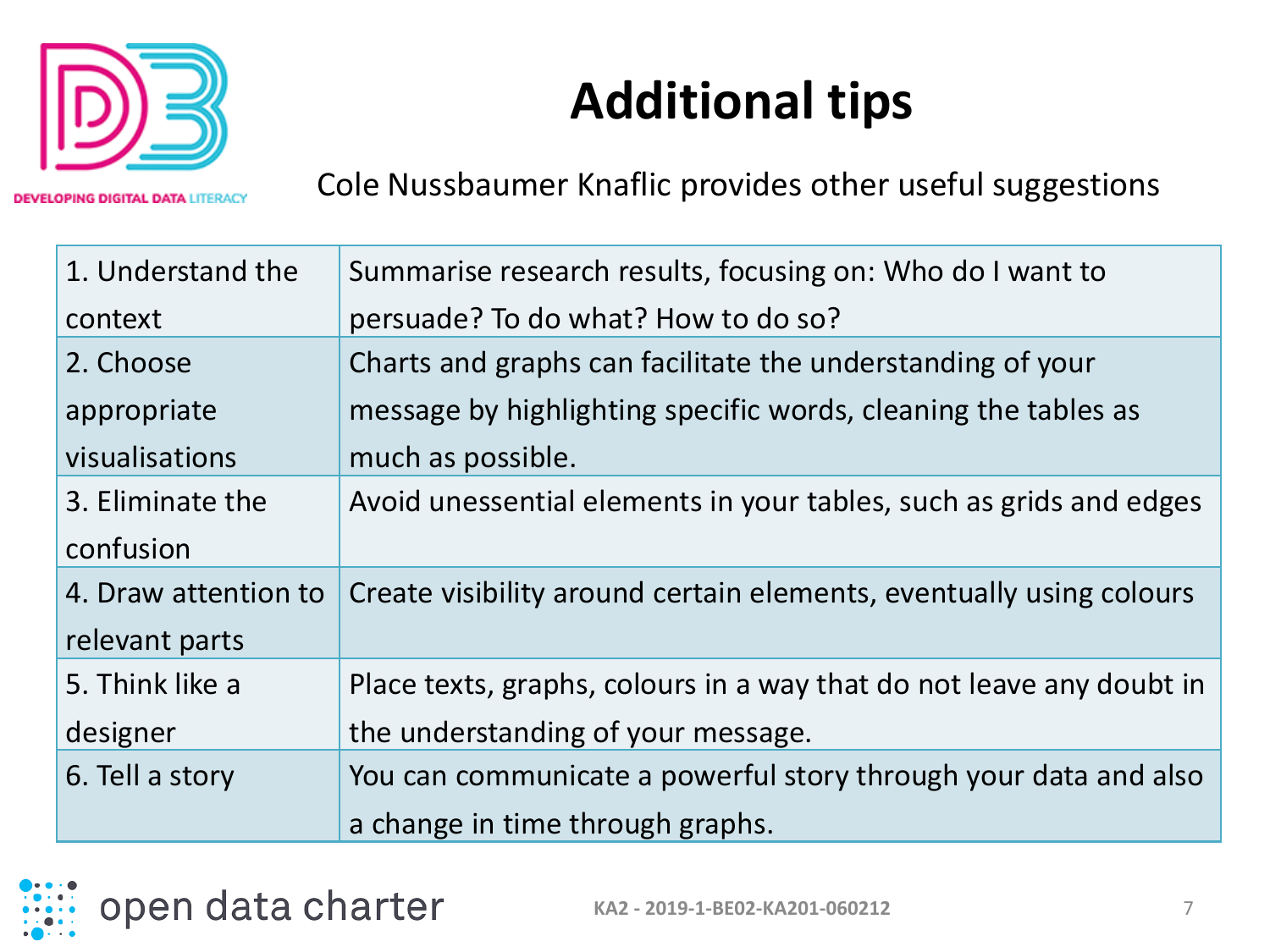# Additional tips

Cole Nussbaumer Knaflic provides other useful suggestions

| | |
|---|---|
| 1. Understand the context | Summarise research results, focusing on: Who do I want to persuade? To do what? How to do so? |
| 2. Choose appropriate visualisations | Charts and graphs can facilitate the understanding of your message by highlighting specific words, cleaning the tables as much as possible. |
| 3. Eliminate the confusion | Avoid unessential elements in your tables, such as grids and edges |
| 4. Draw attention to relevant parts | Create visibility around certain elements, eventually using colours |
| 5. Think like a designer | Place texts, graphs, colours in a way that do not leave any doubt in the understanding of your message. |
| 6. Tell a story | You can communicate a powerful story through your data and also a change in time through graphs. |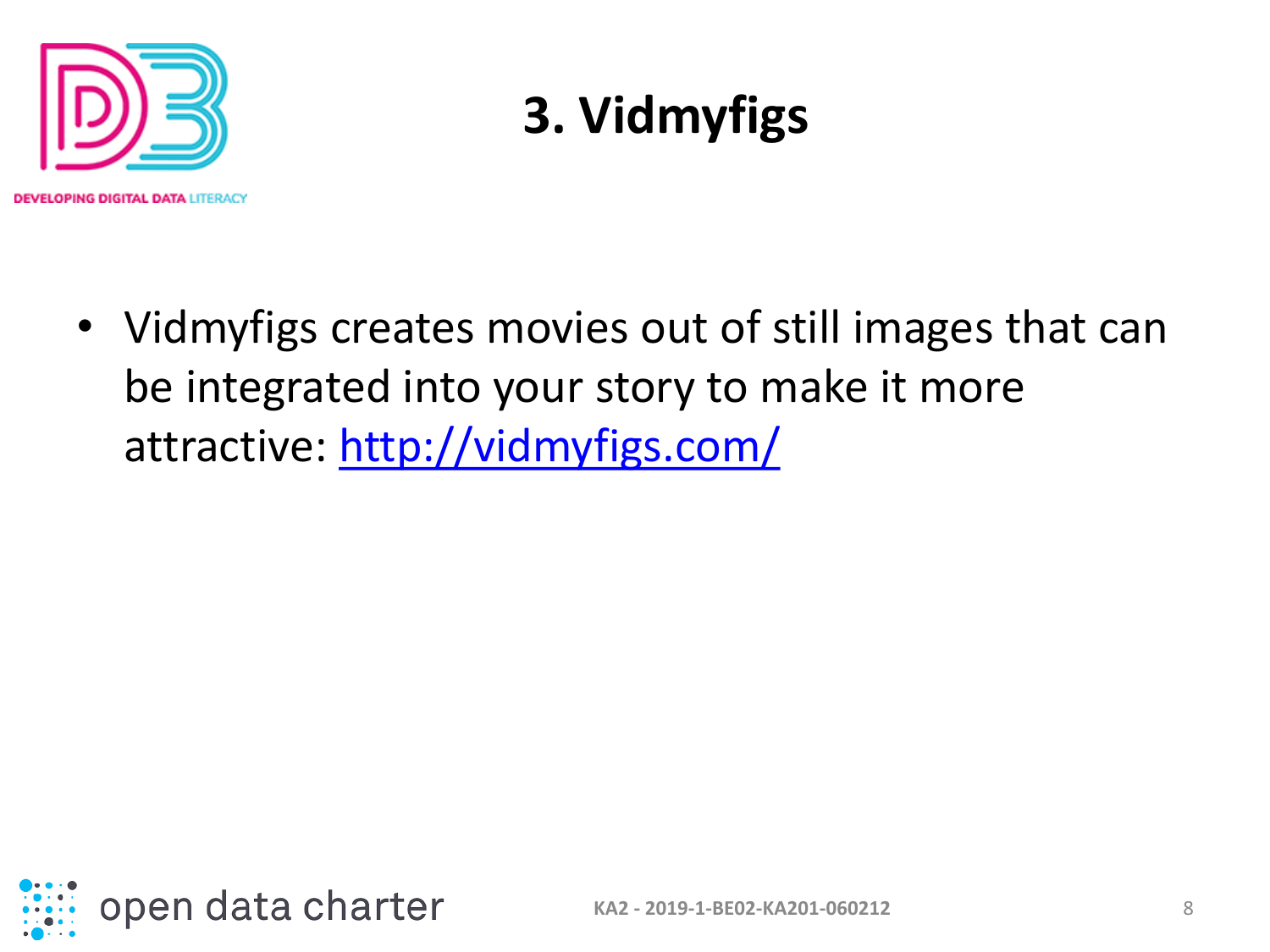# 3. Vidmyfigs

- Vidmyfigs creates movies out of still images that can be integrated into your story to make it more attractive: [http://vidmyfigs.com/](http://vidmyfigs.com/)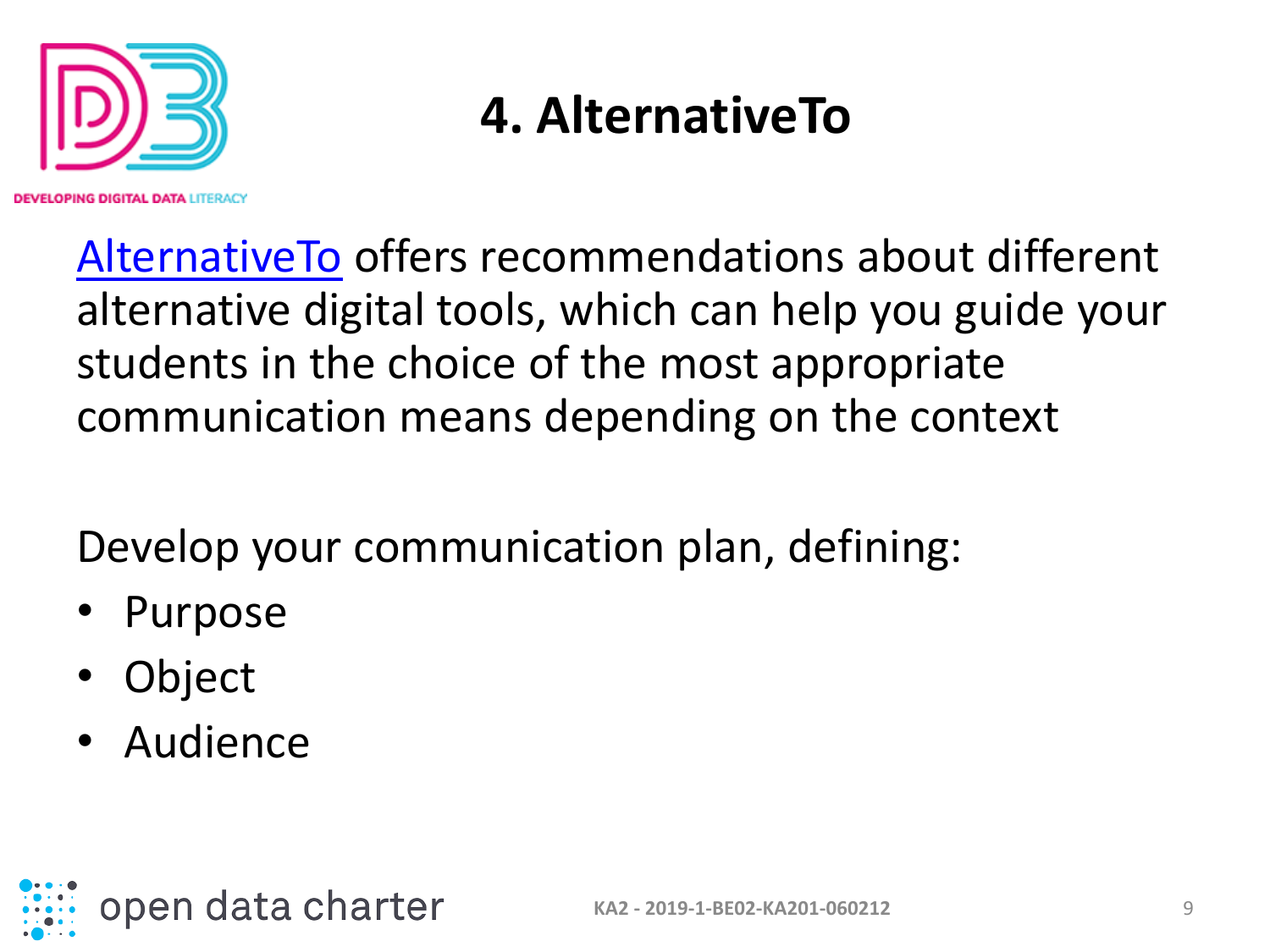# 4. AlternativeTo

AlternativeTo offers recommendations about different alternative digital tools, which can help you guide your students in the choice of the most appropriate communication means depending on the context

Develop your communication plan, defining:

- Purpose
- Object
- Audience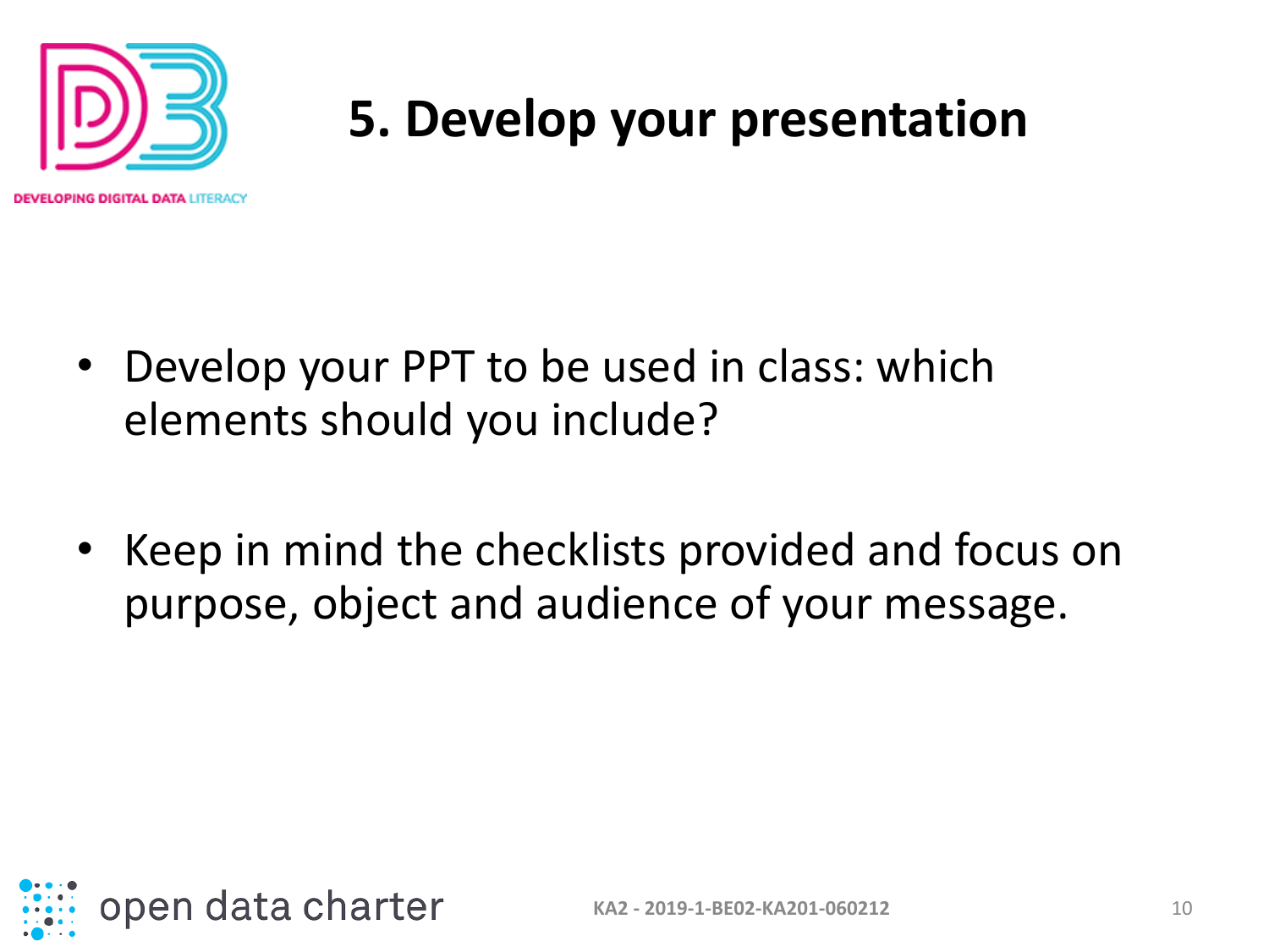# 5. Develop your presentation

- Develop your PPT to be used in class: which elements should you include?

- Keep in mind the checklists provided and focus on purpose, object and audience of your message.